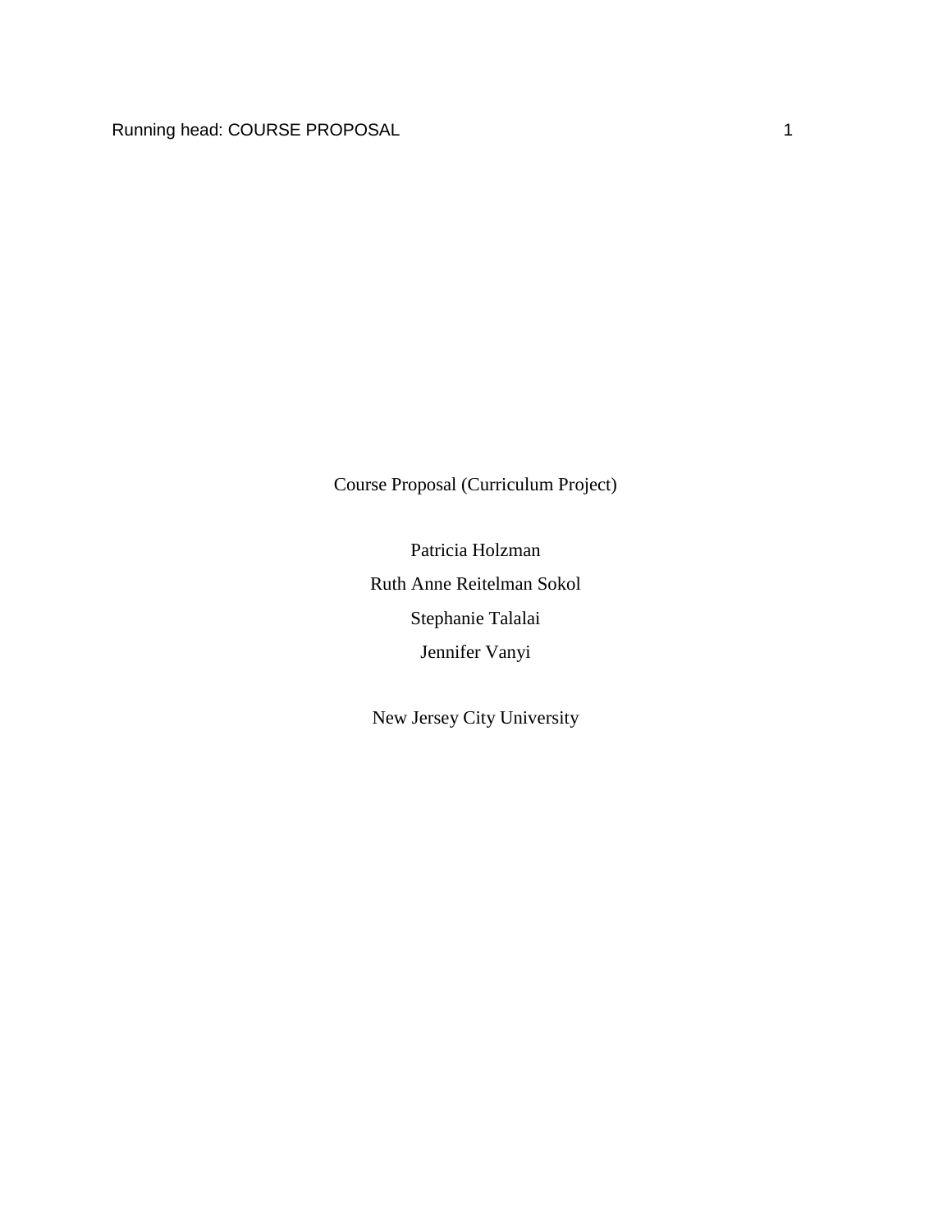# Course Proposal (Curriculum Project)

Patricia Holzman

Ruth Anne Reitelman Sokol

Stephanie Talalai

Jennifer Vanyi

New Jersey City University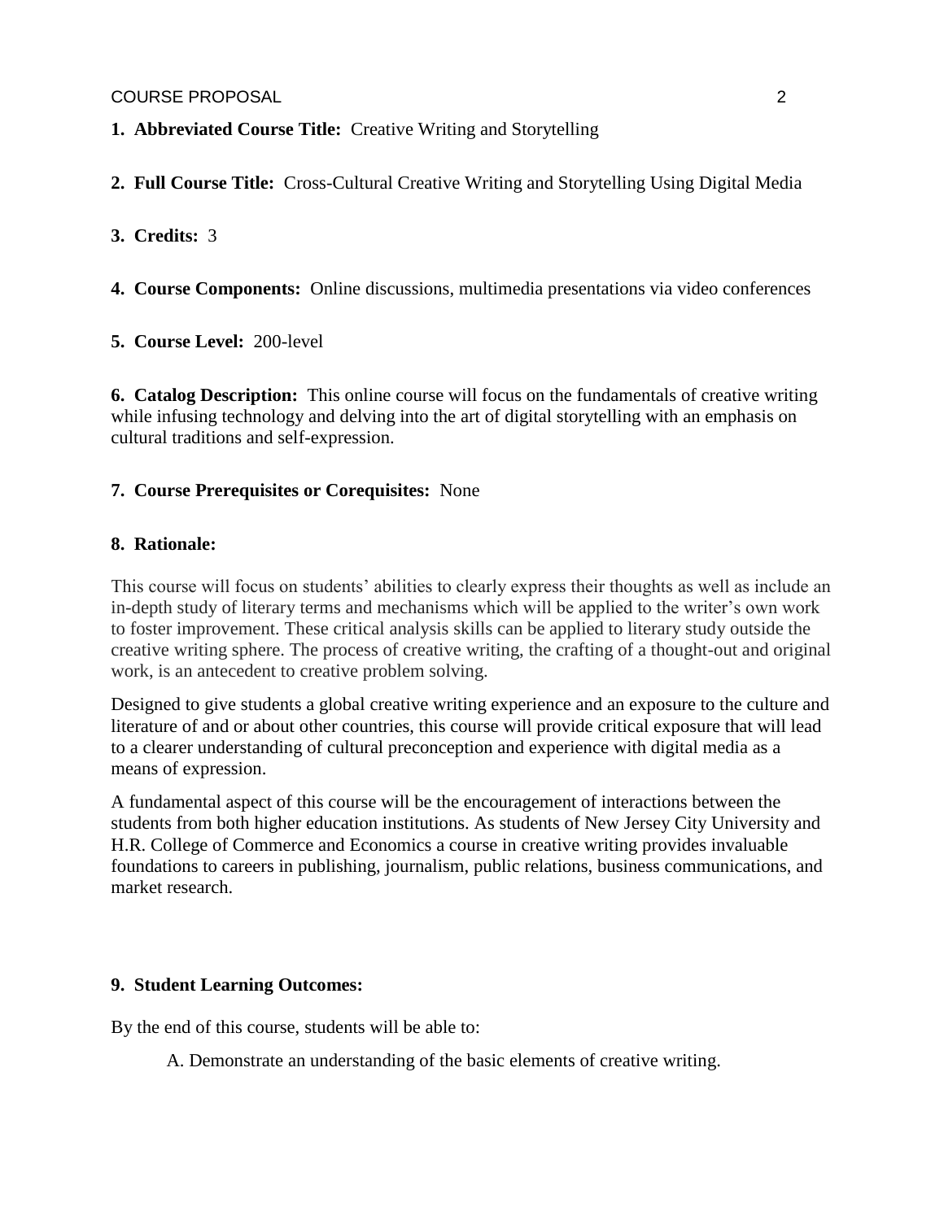**1. Abbreviated Course Title:** Creative Writing and Storytelling

**2. Full Course Title:** Cross-Cultural Creative Writing and Storytelling Using Digital Media

**3. Credits:** 3

**4. Course Components:** Online discussions, multimedia presentations via video conferences

**5. Course Level:** 200-level

**6. Catalog Description:** This online course will focus on the fundamentals of creative writing while infusing technology and delving into the art of digital storytelling with an emphasis on cultural traditions and self-expression.

**7. Course Prerequisites or Corequisites:** None

**8. Rationale:**

This course will focus on students' abilities to clearly express their thoughts as well as include an in-depth study of literary terms and mechanisms which will be applied to the writer's own work to foster improvement. These critical analysis skills can be applied to literary study outside the creative writing sphere. The process of creative writing, the crafting of a thought-out and original work, is an antecedent to creative problem solving.

Designed to give students a global creative writing experience and an exposure to the culture and literature of and or about other countries, this course will provide critical exposure that will lead to a clearer understanding of cultural preconception and experience with digital media as a means of expression.

A fundamental aspect of this course will be the encouragement of interactions between the students from both higher education institutions. As students of New Jersey City University and H.R. College of Commerce and Economics a course in creative writing provides invaluable foundations to careers in publishing, journalism, public relations, business communications, and market research.

**9. Student Learning Outcomes:**

By the end of this course, students will be able to:

A. Demonstrate an understanding of the basic elements of creative writing.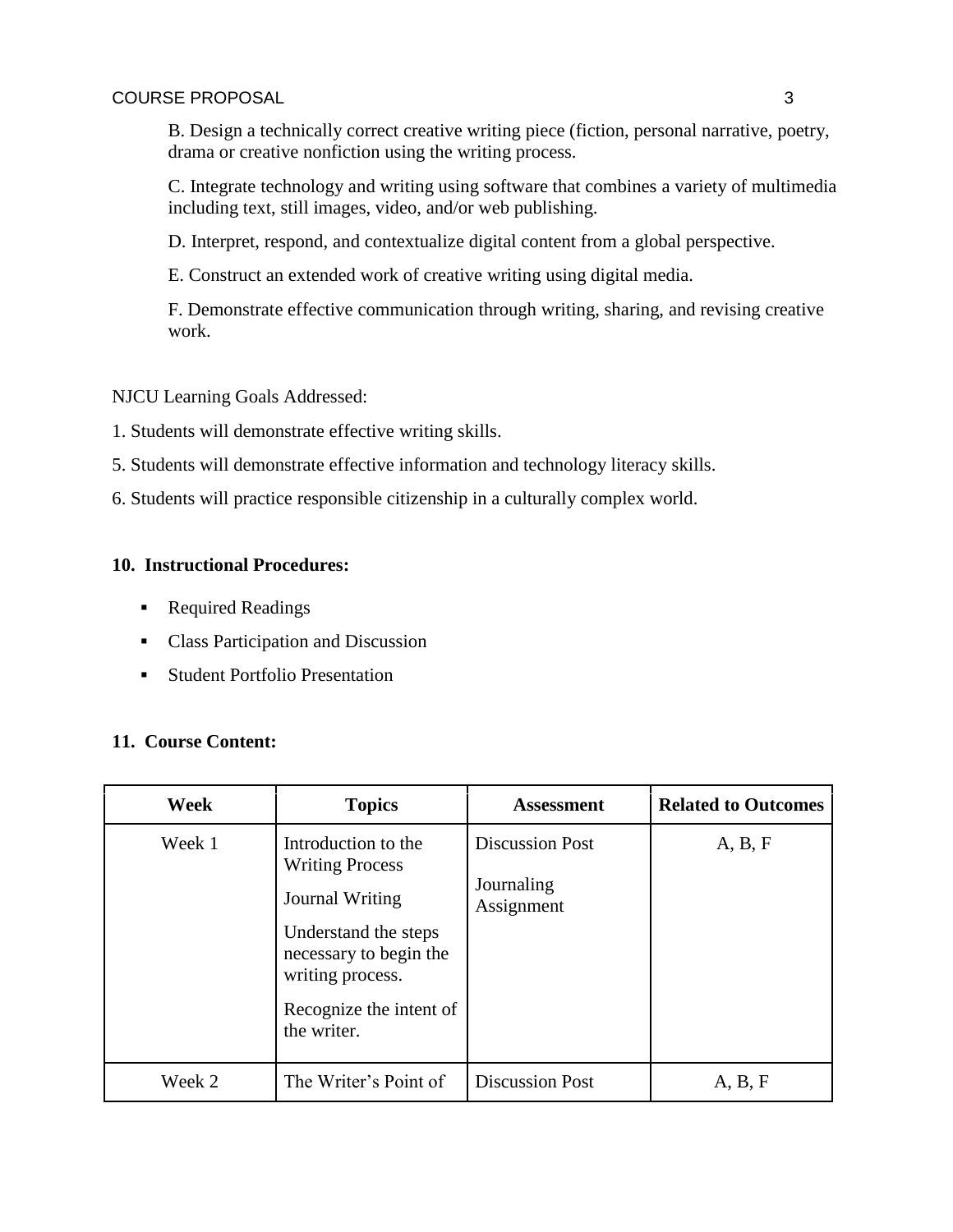B. Design a technically correct creative writing piece (fiction, personal narrative, poetry, drama or creative nonfiction using the writing process.

C. Integrate technology and writing using software that combines a variety of multimedia including text, still images, video, and/or web publishing.

D. Interpret, respond, and contextualize digital content from a global perspective.

E. Construct an extended work of creative writing using digital media.

F. Demonstrate effective communication through writing, sharing, and revising creative work.

NJCU Learning Goals Addressed:

1. Students will demonstrate effective writing skills.

5. Students will demonstrate effective information and technology literacy skills.

6. Students will practice responsible citizenship in a culturally complex world.

**10. Instructional Procedures:**

- Required Readings
- Class Participation and Discussion
- Student Portfolio Presentation

**11. Course Content:**

| Week | Topics | Assessment | Related to Outcomes |
|---|---|---|---|
| Week 1 | Introduction to the Writing Process<br><br>Journal Writing<br><br>Understand the steps necessary to begin the writing process.<br><br>Recognize the intent of the writer. | Discussion Post<br><br>Journaling Assignment | A, B, F |
| Week 2 | The Writer's Point of | Discussion Post | A, B, F |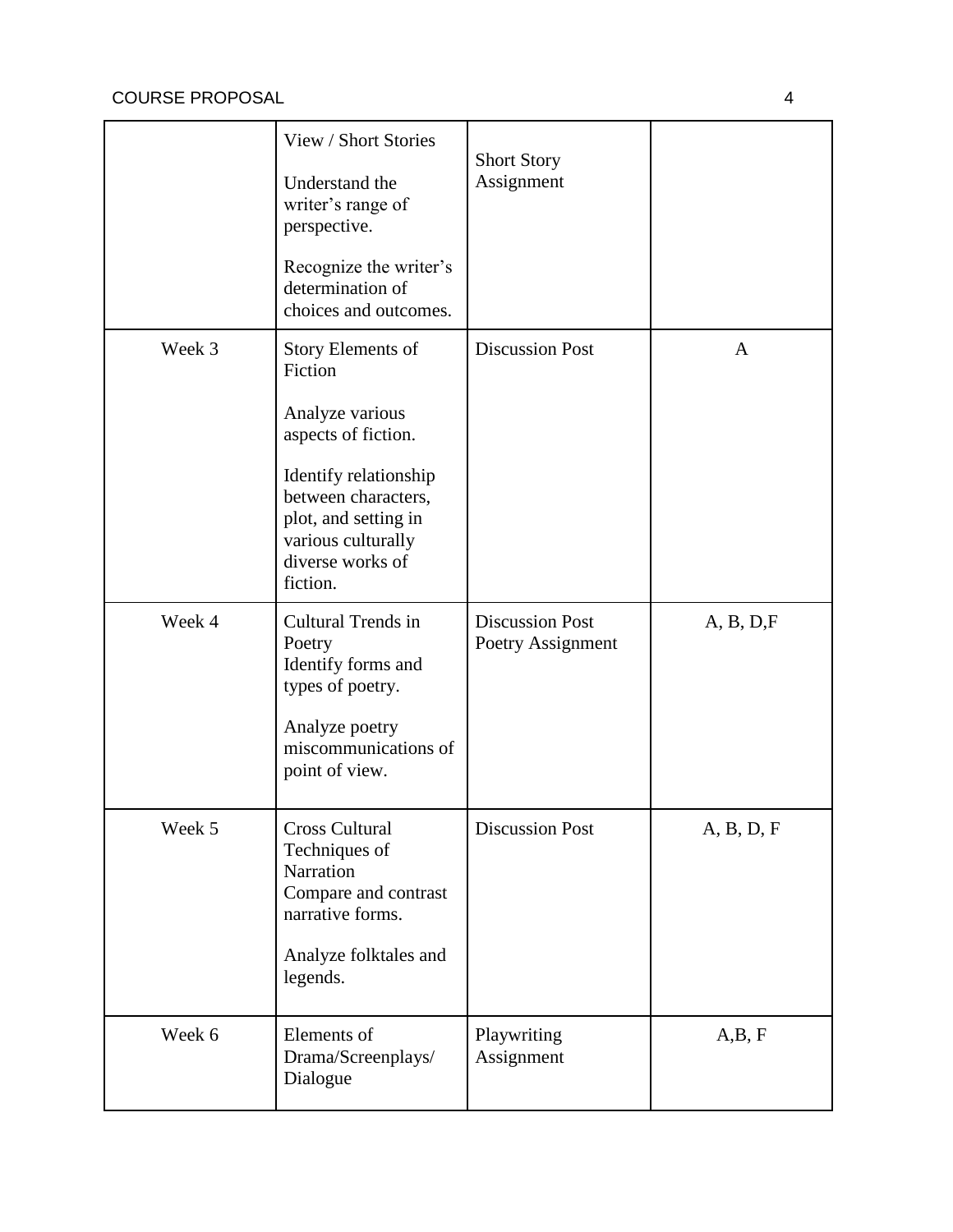| | | | |
|---|---|---|---|
| | View / Short Stories<br><br>Understand the writer's range of perspective.<br><br>Recognize the writer's determination of choices and outcomes. | Short Story Assignment | |
| Week 3 | Story Elements of Fiction<br><br>Analyze various aspects of fiction.<br><br>Identify relationship between characters, plot, and setting in various culturally diverse works of fiction. | Discussion Post | A |
| Week 4 | Cultural Trends in Poetry<br>Identify forms and types of poetry.<br><br>Analyze poetry miscommunications of point of view. | Discussion Post<br>Poetry Assignment | A, B, D,F |
| Week 5 | Cross Cultural Techniques of Narration<br>Compare and contrast narrative forms.<br><br>Analyze folktales and legends. | Discussion Post | A, B, D, F |
| Week 6 | Elements of Drama/Screenplays/ Dialogue | Playwriting Assignment | A,B, F |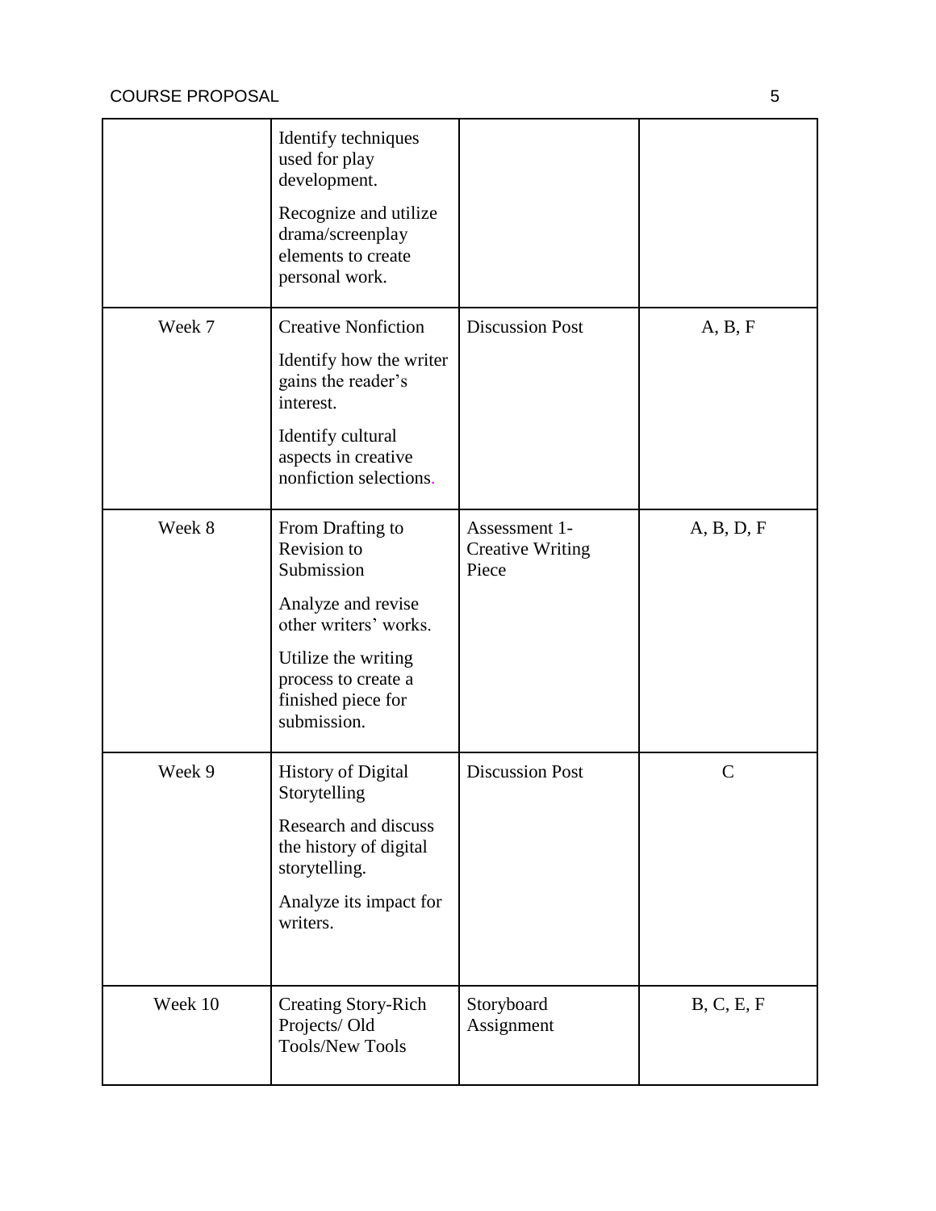| | | | |
|---|---|---|---|
| | Identify techniques used for play development.<br><br>Recognize and utilize drama/screenplay elements to create personal work. | | |
| Week 7 | Creative Nonfiction<br><br>Identify how the writer gains the reader's interest.<br><br>Identify cultural aspects in creative nonfiction selections. | Discussion Post | A, B, F |
| Week 8 | From Drafting to Revision to Submission<br><br>Analyze and revise other writers' works.<br><br>Utilize the writing process to create a finished piece for submission. | Assessment 1- Creative Writing Piece | A, B, D, F |
| Week 9 | History of Digital Storytelling<br><br>Research and discuss the history of digital storytelling.<br><br>Analyze its impact for writers. | Discussion Post | C |
| Week 10 | Creating Story-Rich Projects/ Old Tools/New Tools | Storyboard Assignment | B, C, E, F |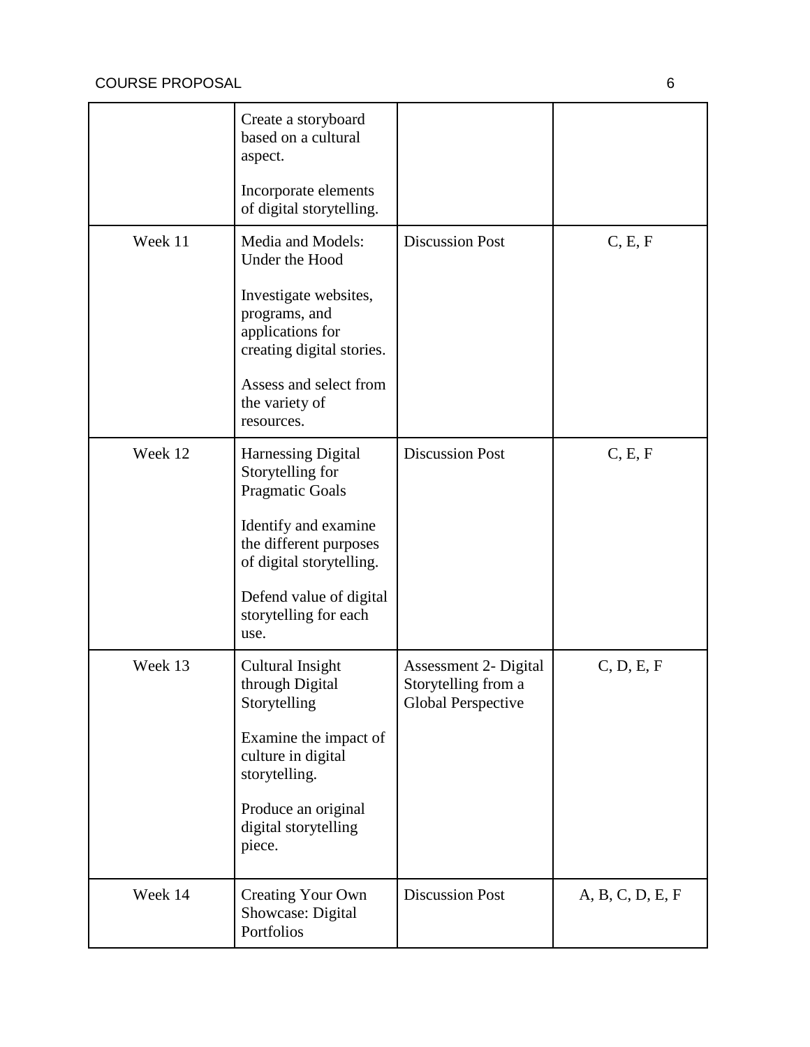| | | | |
|---|---|---|---|
| | Create a storyboard based on a cultural aspect.<br><br>Incorporate elements of digital storytelling. | | |
| Week 11 | Media and Models: Under the Hood<br><br>Investigate websites, programs, and applications for creating digital stories.<br><br>Assess and select from the variety of resources. | Discussion Post | C, E, F |
| Week 12 | Harnessing Digital Storytelling for Pragmatic Goals<br><br>Identify and examine the different purposes of digital storytelling.<br><br>Defend value of digital storytelling for each use. | Discussion Post | C, E, F |
| Week 13 | Cultural Insight through Digital Storytelling<br><br>Examine the impact of culture in digital storytelling.<br><br>Produce an original digital storytelling piece. | Assessment 2- Digital Storytelling from a Global Perspective | C, D, E, F |
| Week 14 | Creating Your Own Showcase: Digital Portfolios | Discussion Post | A, B, C, D, E, F |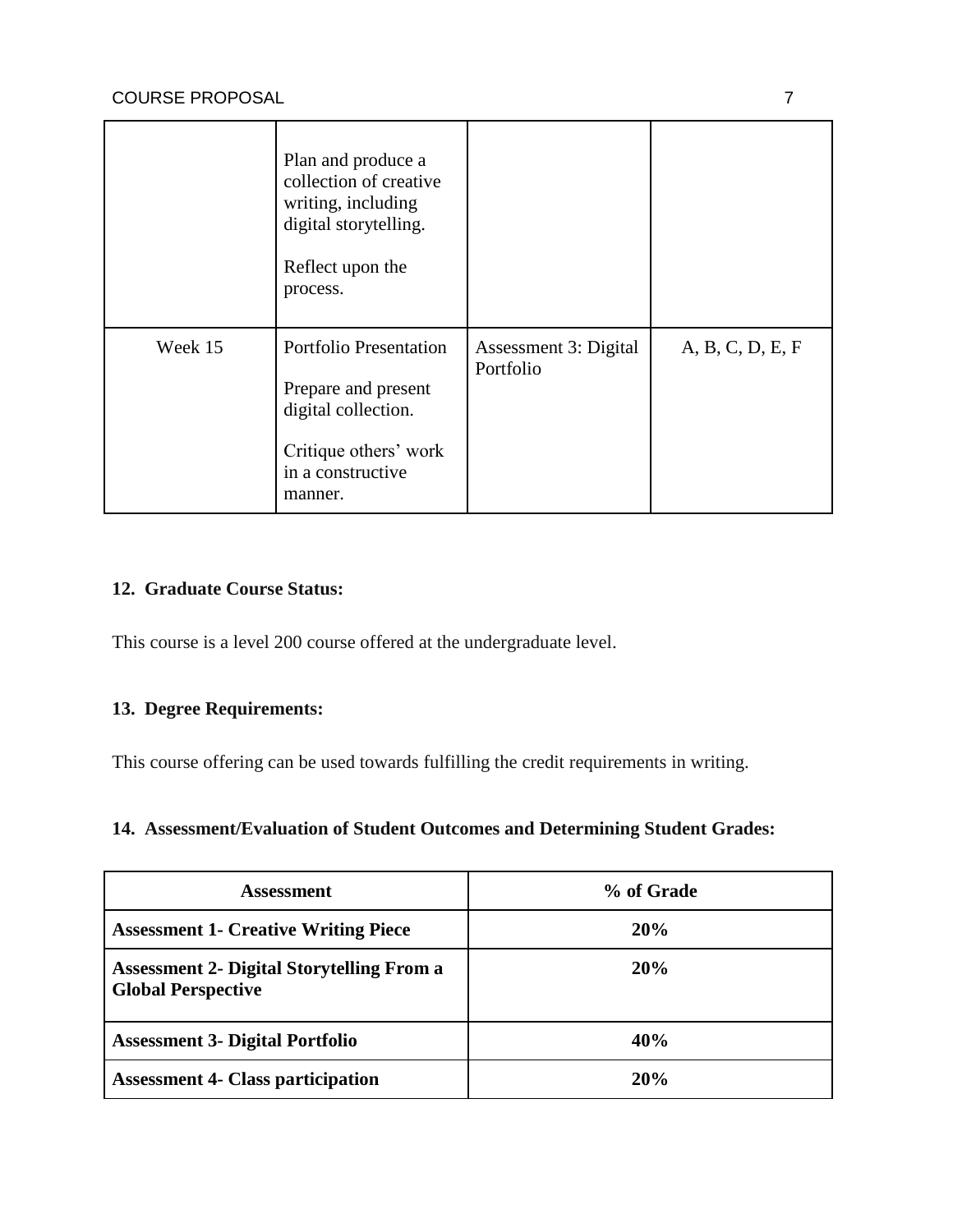|  | Plan and produce a collection of creative writing, including digital storytelling.<br><br>Reflect upon the process. |  |  |
|---|---|---|---|
| Week 15 | Portfolio Presentation<br><br>Prepare and present digital collection.<br><br>Critique others' work in a constructive manner. | Assessment 3: Digital Portfolio | A, B, C, D, E, F |

**12. Graduate Course Status:**

This course is a level 200 course offered at the undergraduate level.

**13. Degree Requirements:**

This course offering can be used towards fulfilling the credit requirements in writing.

**14. Assessment/Evaluation of Student Outcomes and Determining Student Grades:**

| Assessment | % of Grade |
|---|---|
| **Assessment 1- Creative Writing Piece** | **20%** |
| **Assessment 2- Digital Storytelling From a Global Perspective** | **20%** |
| **Assessment 3- Digital Portfolio** | **40%** |
| **Assessment 4- Class participation** | **20%** |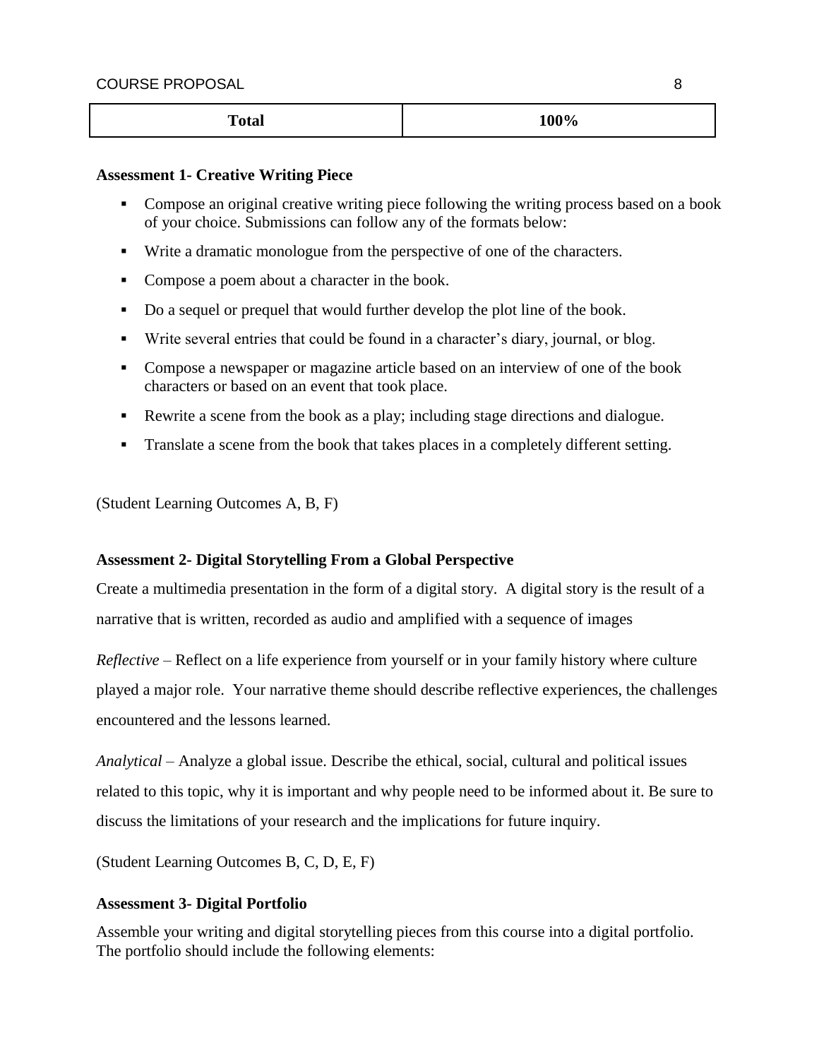| Total | 100% |
|---|---|

**Assessment 1- Creative Writing Piece**

- Compose an original creative writing piece following the writing process based on a book of your choice. Submissions can follow any of the formats below:
- Write a dramatic monologue from the perspective of one of the characters.
- Compose a poem about a character in the book.
- Do a sequel or prequel that would further develop the plot line of the book.
- Write several entries that could be found in a character's diary, journal, or blog.
- Compose a newspaper or magazine article based on an interview of one of the book characters or based on an event that took place.
- Rewrite a scene from the book as a play; including stage directions and dialogue.
- Translate a scene from the book that takes places in a completely different setting.

(Student Learning Outcomes A, B, F)

**Assessment 2- Digital Storytelling From a Global Perspective**

Create a multimedia presentation in the form of a digital story. A digital story is the result of a narrative that is written, recorded as audio and amplified with a sequence of images

*Reflective* – Reflect on a life experience from yourself or in your family history where culture played a major role. Your narrative theme should describe reflective experiences, the challenges encountered and the lessons learned.

*Analytical* – Analyze a global issue. Describe the ethical, social, cultural and political issues related to this topic, why it is important and why people need to be informed about it. Be sure to discuss the limitations of your research and the implications for future inquiry.

(Student Learning Outcomes B, C, D, E, F)

**Assessment 3- Digital Portfolio**

Assemble your writing and digital storytelling pieces from this course into a digital portfolio. The portfolio should include the following elements: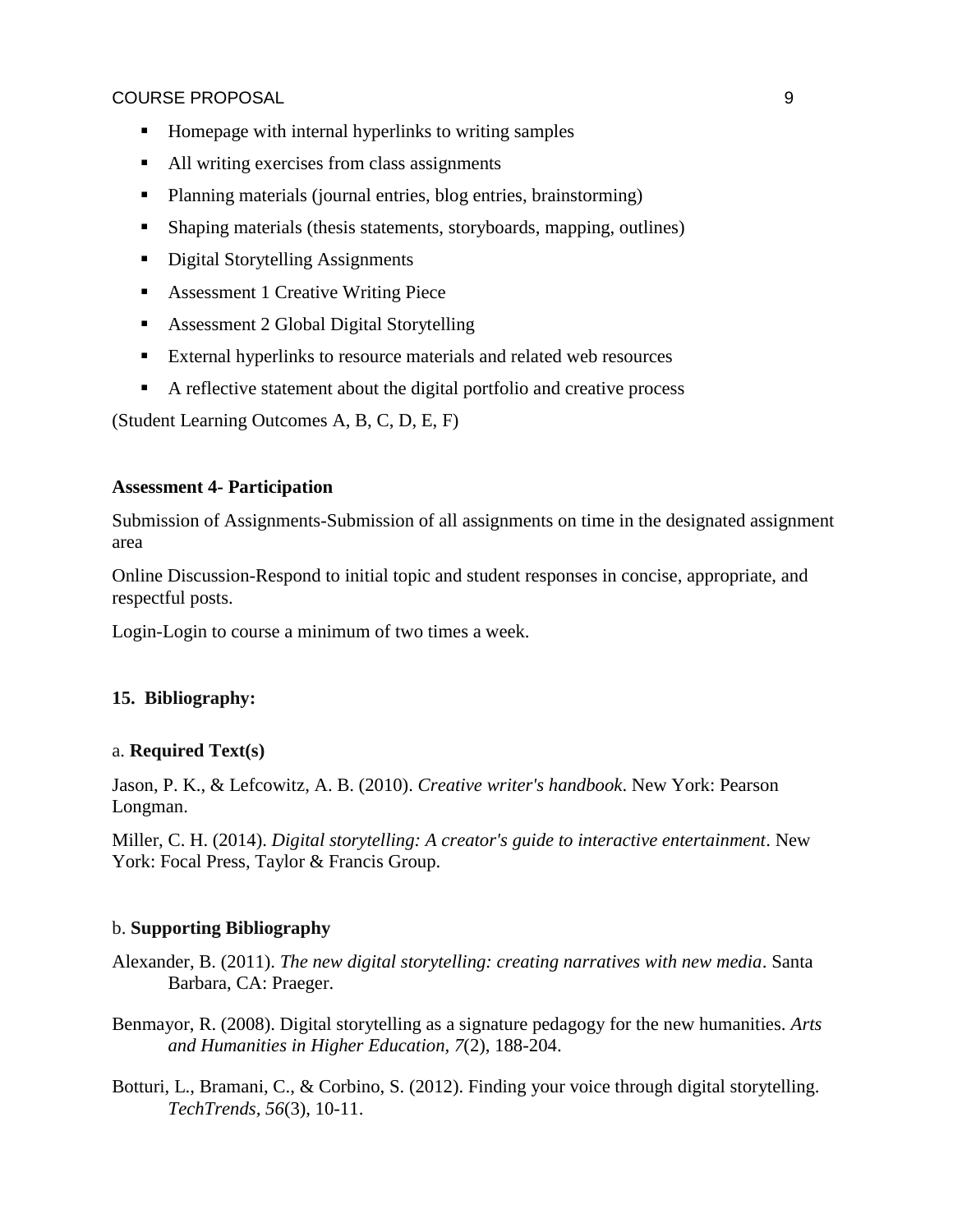- Homepage with internal hyperlinks to writing samples
- All writing exercises from class assignments
- Planning materials (journal entries, blog entries, brainstorming)
- Shaping materials (thesis statements, storyboards, mapping, outlines)
- Digital Storytelling Assignments
- Assessment 1 Creative Writing Piece
- Assessment 2 Global Digital Storytelling
- External hyperlinks to resource materials and related web resources
- A reflective statement about the digital portfolio and creative process

(Student Learning Outcomes A, B, C, D, E, F)

**Assessment 4- Participation**

Submission of Assignments-Submission of all assignments on time in the designated assignment area

Online Discussion-Respond to initial topic and student responses in concise, appropriate, and respectful posts.

Login-Login to course a minimum of two times a week.

**15. Bibliography:**

a. **Required Text(s)**

Jason, P. K., & Lefcowitz, A. B. (2010). *Creative writer's handbook*. New York: Pearson Longman.

Miller, C. H. (2014). *Digital storytelling: A creator's guide to interactive entertainment*. New York: Focal Press, Taylor & Francis Group.

b. **Supporting Bibliography**

Alexander, B. (2011). *The new digital storytelling: creating narratives with new media*. Santa Barbara, CA: Praeger.

Benmayor, R. (2008). Digital storytelling as a signature pedagogy for the new humanities. *Arts and Humanities in Higher Education, 7*(2), 188-204.

Botturi, L., Bramani, C., & Corbino, S. (2012). Finding your voice through digital storytelling. *TechTrends, 56*(3), 10-11.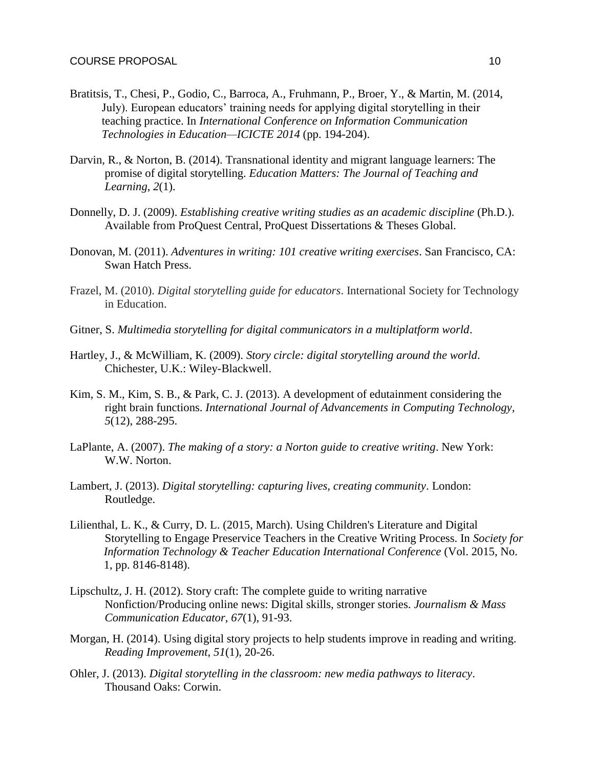Bratitsis, T., Chesi, P., Godio, C., Barroca, A., Fruhmann, P., Broer, Y., & Martin, M. (2014, July). European educators' training needs for applying digital storytelling in their teaching practice. In *International Conference on Information Communication Technologies in Education—ICICTE 2014* (pp. 194-204).

Darvin, R., & Norton, B. (2014). Transnational identity and migrant language learners: The promise of digital storytelling. *Education Matters: The Journal of Teaching and Learning*, *2*(1).

Donnelly, D. J. (2009). *Establishing creative writing studies as an academic discipline* (Ph.D.). Available from ProQuest Central, ProQuest Dissertations & Theses Global.

Donovan, M. (2011). *Adventures in writing: 101 creative writing exercises*. San Francisco, CA: Swan Hatch Press.

Frazel, M. (2010). *Digital storytelling guide for educators*. International Society for Technology in Education.

Gitner, S. *Multimedia storytelling for digital communicators in a multiplatform world*.

Hartley, J., & McWilliam, K. (2009). *Story circle: digital storytelling around the world*. Chichester, U.K.: Wiley-Blackwell.

Kim, S. M., Kim, S. B., & Park, C. J. (2013). A development of edutainment considering the right brain functions. *International Journal of Advancements in Computing Technology*, *5*(12), 288-295.

LaPlante, A. (2007). *The making of a story: a Norton guide to creative writing*. New York: W.W. Norton.

Lambert, J. (2013). *Digital storytelling: capturing lives, creating community*. London: Routledge.

Lilienthal, L. K., & Curry, D. L. (2015, March). Using Children's Literature and Digital Storytelling to Engage Preservice Teachers in the Creative Writing Process. In *Society for Information Technology & Teacher Education International Conference* (Vol. 2015, No. 1, pp. 8146-8148).

Lipschultz, J. H. (2012). Story craft: The complete guide to writing narrative Nonfiction/Producing online news: Digital skills, stronger stories. *Journalism & Mass Communication Educator, 67*(1), 91-93.

Morgan, H. (2014). Using digital story projects to help students improve in reading and writing. *Reading Improvement*, *51*(1), 20-26.

Ohler, J. (2013). *Digital storytelling in the classroom: new media pathways to literacy*. Thousand Oaks: Corwin.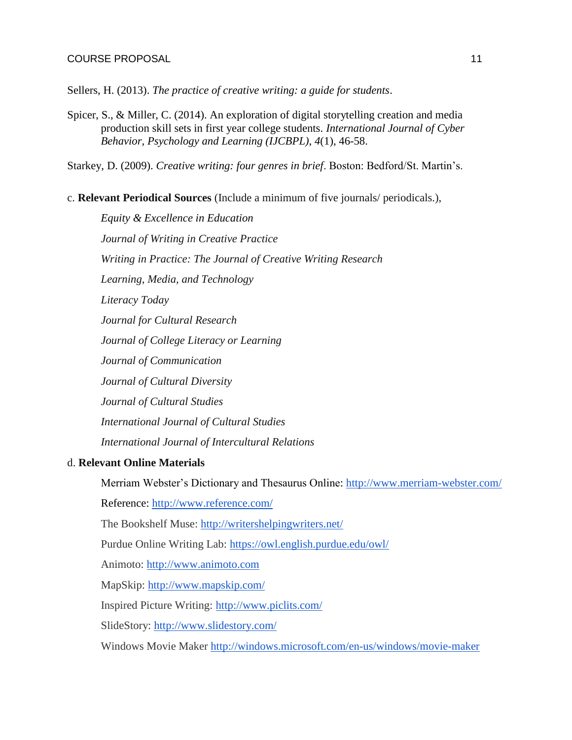Sellers, H. (2013). *The practice of creative writing: a guide for students*.

Spicer, S., & Miller, C. (2014). An exploration of digital storytelling creation and media production skill sets in first year college students. *International Journal of Cyber Behavior, Psychology and Learning (IJCBPL)*, *4*(1), 46-58.

Starkey, D. (2009). *Creative writing: four genres in brief*. Boston: Bedford/St. Martin's.

c. **Relevant Periodical Sources** (Include a minimum of five journals/ periodicals.),

*Equity & Excellence in Education*

*Journal of Writing in Creative Practice*

*Writing in Practice: The Journal of Creative Writing Research*

*Learning, Media, and Technology*

*Literacy Today*

*Journal for Cultural Research*

*Journal of College Literacy or Learning*

*Journal of Communication*

*Journal of Cultural Diversity*

*Journal of Cultural Studies*

*International Journal of Cultural Studies*

*International Journal of Intercultural Relations*

d. **Relevant Online Materials**

Merriam Webster's Dictionary and Thesaurus Online: http://www.merriam-webster.com/

Reference: http://www.reference.com/

The Bookshelf Muse: http://writershelpingwriters.net/

Purdue Online Writing Lab: https://owl.english.purdue.edu/owl/

Animoto: http://www.animoto.com

MapSkip: http://www.mapskip.com/

Inspired Picture Writing: http://www.piclits.com/

SlideStory: http://www.slidestory.com/

Windows Movie Maker http://windows.microsoft.com/en-us/windows/movie-maker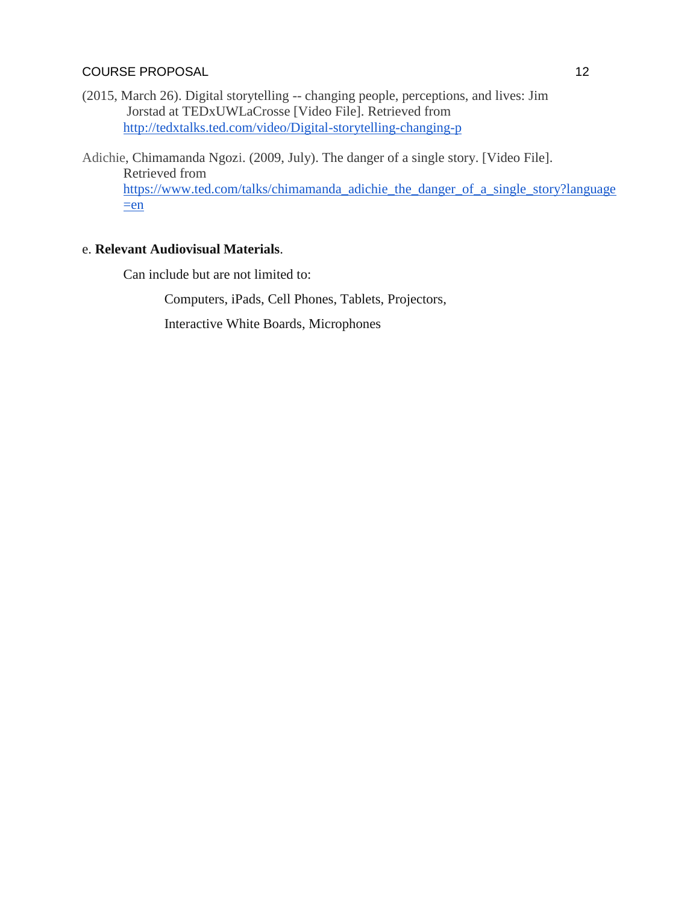(2015, March 26). Digital storytelling -- changing people, perceptions, and lives: Jim Jorstad at TEDxUWLaCrosse [Video File]. Retrieved from http://tedxtalks.ted.com/video/Digital-storytelling-changing-p

Adichie, Chimamanda Ngozi. (2009, July). The danger of a single story. [Video File]. Retrieved from https://www.ted.com/talks/chimamanda_adichie_the_danger_of_a_single_story?language=en

e. **Relevant Audiovisual Materials**.

Can include but are not limited to:

Computers, iPads, Cell Phones, Tablets, Projectors,

Interactive White Boards, Microphones